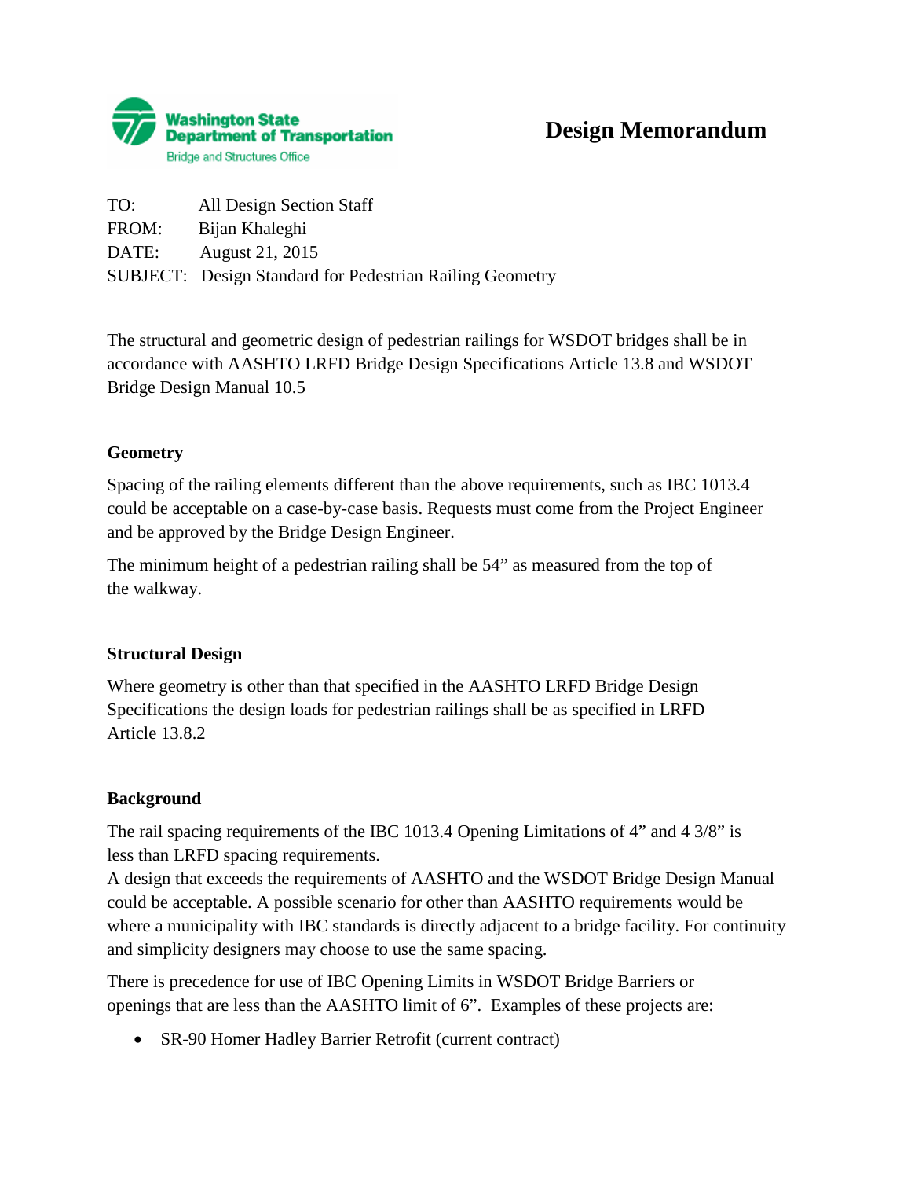Washington State Department of Transportation
Bridge and Structures Office

# Design Memorandum

TO: All Design Section Staff
FROM: Bijan Khaleghi
DATE: August 21, 2015
SUBJECT: Design Standard for Pedestrian Railing Geometry

The structural and geometric design of pedestrian railings for WSDOT bridges shall be in accordance with AASHTO LRFD Bridge Design Specifications Article 13.8 and WSDOT Bridge Design Manual 10.5

**Geometry**

Spacing of the railing elements different than the above requirements, such as IBC 1013.4 could be acceptable on a case-by-case basis. Requests must come from the Project Engineer and be approved by the Bridge Design Engineer.

The minimum height of a pedestrian railing shall be 54" as measured from the top of the walkway.

**Structural Design**

Where geometry is other than that specified in the AASHTO LRFD Bridge Design Specifications the design loads for pedestrian railings shall be as specified in LRFD Article 13.8.2

**Background**

The rail spacing requirements of the IBC 1013.4 Opening Limitations of 4" and 4 3/8" is less than LRFD spacing requirements.
A design that exceeds the requirements of AASHTO and the WSDOT Bridge Design Manual could be acceptable. A possible scenario for other than AASHTO requirements would be where a municipality with IBC standards is directly adjacent to a bridge facility. For continuity and simplicity designers may choose to use the same spacing.

There is precedence for use of IBC Opening Limits in WSDOT Bridge Barriers or openings that are less than the AASHTO limit of 6". Examples of these projects are:

- SR-90 Homer Hadley Barrier Retrofit (current contract)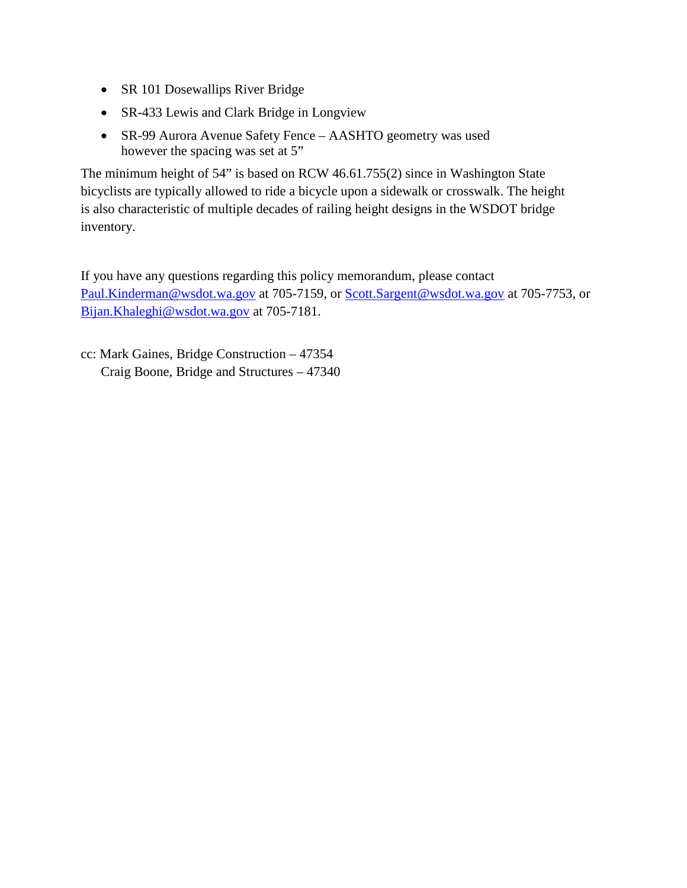- SR 101 Dosewallips River Bridge
- SR-433 Lewis and Clark Bridge in Longview
- SR-99 Aurora Avenue Safety Fence – AASHTO geometry was used however the spacing was set at 5”

The minimum height of 54” is based on RCW 46.61.755(2) since in Washington State bicyclists are typically allowed to ride a bicycle upon a sidewalk or crosswalk. The height is also characteristic of multiple decades of railing height designs in the WSDOT bridge inventory.

If you have any questions regarding this policy memorandum, please contact Paul.Kinderman@wsdot.wa.gov at 705-7159, or Scott.Sargent@wsdot.wa.gov at 705-7753, or Bijan.Khaleghi@wsdot.wa.gov at 705-7181.

cc: Mark Gaines, Bridge Construction – 47354
Craig Boone, Bridge and Structures – 47340